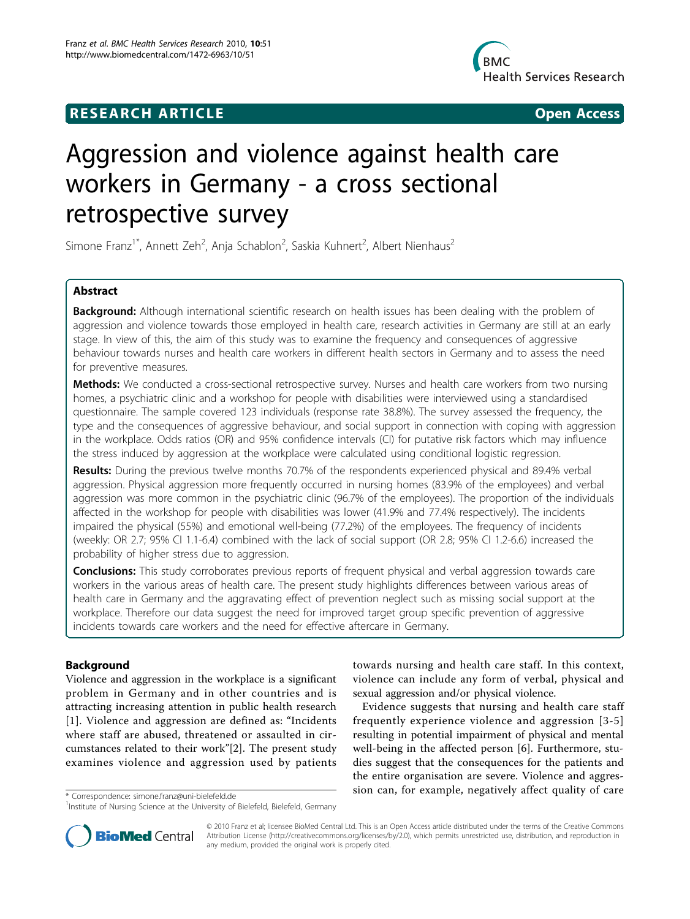**RESEARCH ARTICLE** **Open Access**

# Aggression and violence against health care workers in Germany - a cross sectional retrospective survey

Simone Franz[1*], Annett Zeh[2], Anja Schablon[2], Saskia Kuhnert[2], Albert Nienhaus[2]

## Abstract

**Background:** Although international scientific research on health issues has been dealing with the problem of aggression and violence towards those employed in health care, research activities in Germany are still at an early stage. In view of this, the aim of this study was to examine the frequency and consequences of aggressive behaviour towards nurses and health care workers in different health sectors in Germany and to assess the need for preventive measures.

**Methods:** We conducted a cross-sectional retrospective survey. Nurses and health care workers from two nursing homes, a psychiatric clinic and a workshop for people with disabilities were interviewed using a standardised questionnaire. The sample covered 123 individuals (response rate 38.8%). The survey assessed the frequency, the type and the consequences of aggressive behaviour, and social support in connection with coping with aggression in the workplace. Odds ratios (OR) and 95% confidence intervals (CI) for putative risk factors which may influence the stress induced by aggression at the workplace were calculated using conditional logistic regression.

**Results:** During the previous twelve months 70.7% of the respondents experienced physical and 89.4% verbal aggression. Physical aggression more frequently occurred in nursing homes (83.9% of the employees) and verbal aggression was more common in the psychiatric clinic (96.7% of the employees). The proportion of the individuals affected in the workshop for people with disabilities was lower (41.9% and 77.4% respectively). The incidents impaired the physical (55%) and emotional well-being (77.2%) of the employees. The frequency of incidents (weekly: OR 2.7; 95% CI 1.1-6.4) combined with the lack of social support (OR 2.8; 95% CI 1.2-6.6) increased the probability of higher stress due to aggression.

**Conclusions:** This study corroborates previous reports of frequent physical and verbal aggression towards care workers in the various areas of health care. The present study highlights differences between various areas of health care in Germany and the aggravating effect of prevention neglect such as missing social support at the workplace. Therefore our data suggest the need for improved target group specific prevention of aggressive incidents towards care workers and the need for effective aftercare in Germany.

## Background

Violence and aggression in the workplace is a significant problem in Germany and in other countries and is attracting increasing attention in public health research [1]. Violence and aggression are defined as: "Incidents where staff are abused, threatened or assaulted in circumstances related to their work"[2]. The present study examines violence and aggression used by patients towards nursing and health care staff. In this context, violence can include any form of verbal, physical and sexual aggression and/or physical violence.

Evidence suggests that nursing and health care staff frequently experience violence and aggression [3-5] resulting in potential impairment of physical and mental well-being in the affected person [6]. Furthermore, studies suggest that the consequences for the patients and the entire organisation are severe. Violence and aggression can, for example, negatively affect quality of care

\* Correspondence: simone.franz@uni-bielefeld.de
[1]Institute of Nursing Science at the University of Bielefeld, Bielefeld, Germany

© 2010 Franz et al; licensee BioMed Central Ltd. This is an Open Access article distributed under the terms of the Creative Commons Attribution License (http://creativecommons.org/licenses/by/2.0), which permits unrestricted use, distribution, and reproduction in any medium, provided the original work is properly cited.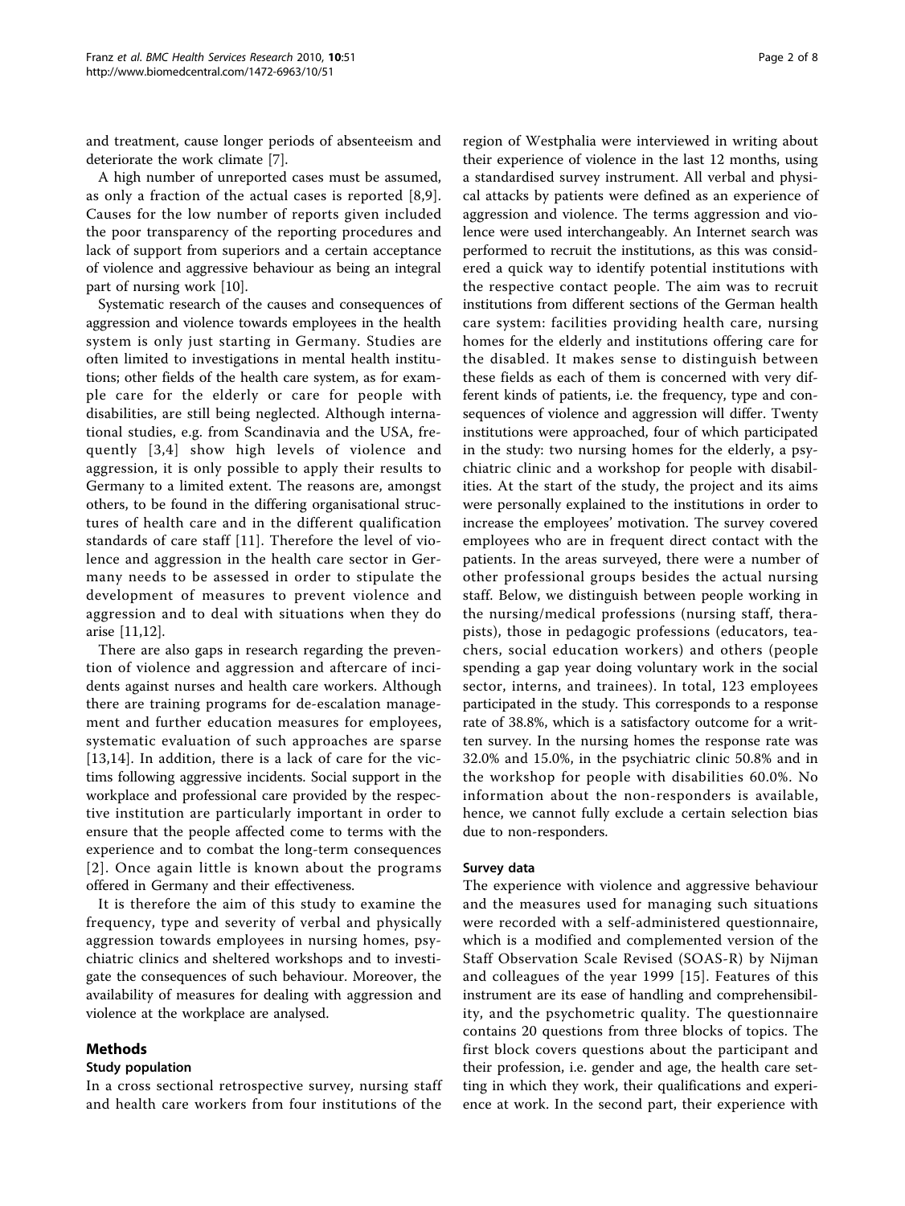and treatment, cause longer periods of absenteeism and deteriorate the work climate [7].

A high number of unreported cases must be assumed, as only a fraction of the actual cases is reported [8,9]. Causes for the low number of reports given included the poor transparency of the reporting procedures and lack of support from superiors and a certain acceptance of violence and aggressive behaviour as being an integral part of nursing work [10].

Systematic research of the causes and consequences of aggression and violence towards employees in the health system is only just starting in Germany. Studies are often limited to investigations in mental health institutions; other fields of the health care system, as for example care for the elderly or care for people with disabilities, are still being neglected. Although international studies, e.g. from Scandinavia and the USA, frequently [3,4] show high levels of violence and aggression, it is only possible to apply their results to Germany to a limited extent. The reasons are, amongst others, to be found in the differing organisational structures of health care and in the different qualification standards of care staff [11]. Therefore the level of violence and aggression in the health care sector in Germany needs to be assessed in order to stipulate the development of measures to prevent violence and aggression and to deal with situations when they do arise [11,12].

There are also gaps in research regarding the prevention of violence and aggression and aftercare of incidents against nurses and health care workers. Although there are training programs for de-escalation management and further education measures for employees, systematic evaluation of such approaches are sparse [13,14]. In addition, there is a lack of care for the victims following aggressive incidents. Social support in the workplace and professional care provided by the respective institution are particularly important in order to ensure that the people affected come to terms with the experience and to combat the long-term consequences [2]. Once again little is known about the programs offered in Germany and their effectiveness.

It is therefore the aim of this study to examine the frequency, type and severity of verbal and physically aggression towards employees in nursing homes, psychiatric clinics and sheltered workshops and to investigate the consequences of such behaviour. Moreover, the availability of measures for dealing with aggression and violence at the workplace are analysed.

## Methods

### Study population

In a cross sectional retrospective survey, nursing staff and health care workers from four institutions of the region of Westphalia were interviewed in writing about their experience of violence in the last 12 months, using a standardised survey instrument. All verbal and physical attacks by patients were defined as an experience of aggression and violence. The terms aggression and violence were used interchangeably. An Internet search was performed to recruit the institutions, as this was considered a quick way to identify potential institutions with the respective contact people. The aim was to recruit institutions from different sections of the German health care system: facilities providing health care, nursing homes for the elderly and institutions offering care for the disabled. It makes sense to distinguish between these fields as each of them is concerned with very different kinds of patients, i.e. the frequency, type and consequences of violence and aggression will differ. Twenty institutions were approached, four of which participated in the study: two nursing homes for the elderly, a psychiatric clinic and a workshop for people with disabilities. At the start of the study, the project and its aims were personally explained to the institutions in order to increase the employees' motivation. The survey covered employees who are in frequent direct contact with the patients. In the areas surveyed, there were a number of other professional groups besides the actual nursing staff. Below, we distinguish between people working in the nursing/medical professions (nursing staff, therapists), those in pedagogic professions (educators, teachers, social education workers) and others (people spending a gap year doing voluntary work in the social sector, interns, and trainees). In total, 123 employees participated in the study. This corresponds to a response rate of 38.8%, which is a satisfactory outcome for a written survey. In the nursing homes the response rate was 32.0% and 15.0%, in the psychiatric clinic 50.8% and in the workshop for people with disabilities 60.0%. No information about the non-responders is available, hence, we cannot fully exclude a certain selection bias due to non-responders.

### Survey data

The experience with violence and aggressive behaviour and the measures used for managing such situations were recorded with a self-administered questionnaire, which is a modified and complemented version of the Staff Observation Scale Revised (SOAS-R) by Nijman and colleagues of the year 1999 [15]. Features of this instrument are its ease of handling and comprehensibility, and the psychometric quality. The questionnaire contains 20 questions from three blocks of topics. The first block covers questions about the participant and their profession, i.e. gender and age, the health care setting in which they work, their qualifications and experience at work. In the second part, their experience with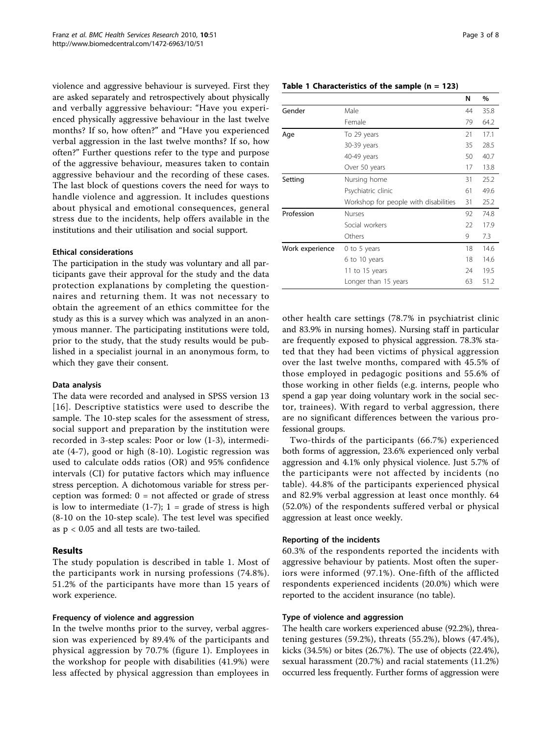violence and aggressive behaviour is surveyed. First they are asked separately and retrospectively about physically and verbally aggressive behaviour: "Have you experienced physically aggressive behaviour in the last twelve months? If so, how often?" and "Have you experienced verbal aggression in the last twelve months? If so, how often?" Further questions refer to the type and purpose of the aggressive behaviour, measures taken to contain aggressive behaviour and the recording of these cases. The last block of questions covers the need for ways to handle violence and aggression. It includes questions about physical and emotional consequences, general stress due to the incidents, help offers available in the institutions and their utilisation and social support.

### Ethical considerations

The participation in the study was voluntary and all participants gave their approval for the study and the data protection explanations by completing the questionnaires and returning them. It was not necessary to obtain the agreement of an ethics committee for the study as this is a survey which was analyzed in an anonymous manner. The participating institutions were told, prior to the study, that the study results would be published in a specialist journal in an anonymous form, to which they gave their consent.

### Data analysis

The data were recorded and analysed in SPSS version 13 [16]. Descriptive statistics were used to describe the sample. The 10-step scales for the assessment of stress, social support and preparation by the institution were recorded in 3-step scales: Poor or low (1-3), intermediate (4-7), good or high (8-10). Logistic regression was used to calculate odds ratios (OR) and 95% confidence intervals (CI) for putative factors which may influence stress perception. A dichotomous variable for stress perception was formed: 0 = not affected or grade of stress is low to intermediate (1-7); 1 = grade of stress is high (8-10 on the 10-step scale). The test level was specified as $p < 0.05$ and all tests are two-tailed.

## Results

The study population is described in table 1. Most of the participants work in nursing professions (74.8%). 51.2% of the participants have more than 15 years of work experience.

**Table 1 Characteristics of the sample (n = 123)**

| | | N | % |
|---|---|---|---|
| Gender | Male | 44 | 35.8 |
| | Female | 79 | 64.2 |
| Age | To 29 years | 21 | 17.1 |
| | 30-39 years | 35 | 28.5 |
| | 40-49 years | 50 | 40.7 |
| | Over 50 years | 17 | 13.8 |
| Setting | Nursing home | 31 | 25.2 |
| | Psychiatric clinic | 61 | 49.6 |
| | Workshop for people with disabilities | 31 | 25.2 |
| Profession | Nurses | 92 | 74.8 |
| | Social workers | 22 | 17.9 |
| | Others | 9 | 7.3 |
| Work experience | 0 to 5 years | 18 | 14.6 |
| | 6 to 10 years | 18 | 14.6 |
| | 11 to 15 years | 24 | 19.5 |
| | Longer than 15 years | 63 | 51.2 |

### Frequency of violence and aggression

In the twelve months prior to the survey, verbal aggression was experienced by 89.4% of the participants and physical aggression by 70.7% (figure 1). Employees in the workshop for people with disabilities (41.9%) were less affected by physical aggression than employees in other health care settings (78.7% in psychiatrist clinic and 83.9% in nursing homes). Nursing staff in particular are frequently exposed to physical aggression. 78.3% stated that they had been victims of physical aggression over the last twelve months, compared with 45.5% of those employed in pedagogic positions and 55.6% of those working in other fields (e.g. interns, people who spend a gap year doing voluntary work in the social sector, trainees). With regard to verbal aggression, there are no significant differences between the various professional groups.

Two-thirds of the participants (66.7%) experienced both forms of aggression, 23.6% experienced only verbal aggression and 4.1% only physical violence. Just 5.7% of the participants were not affected by incidents (no table). 44.8% of the participants experienced physical and 82.9% verbal aggression at least once monthly. 64 (52.0%) of the respondents suffered verbal or physical aggression at least once weekly.

### Reporting of the incidents

60.3% of the respondents reported the incidents with aggressive behaviour by patients. Most often the superiors were informed (97.1%). One-fifth of the afflicted respondents experienced incidents (20.0%) which were reported to the accident insurance (no table).

### Type of violence and aggression

The health care workers experienced abuse (92.2%), threatening gestures (59.2%), threats (55.2%), blows (47.4%), kicks (34.5%) or bites (26.7%). The use of objects (22.4%), sexual harassment (20.7%) and racial statements (11.2%) occurred less frequently. Further forms of aggression were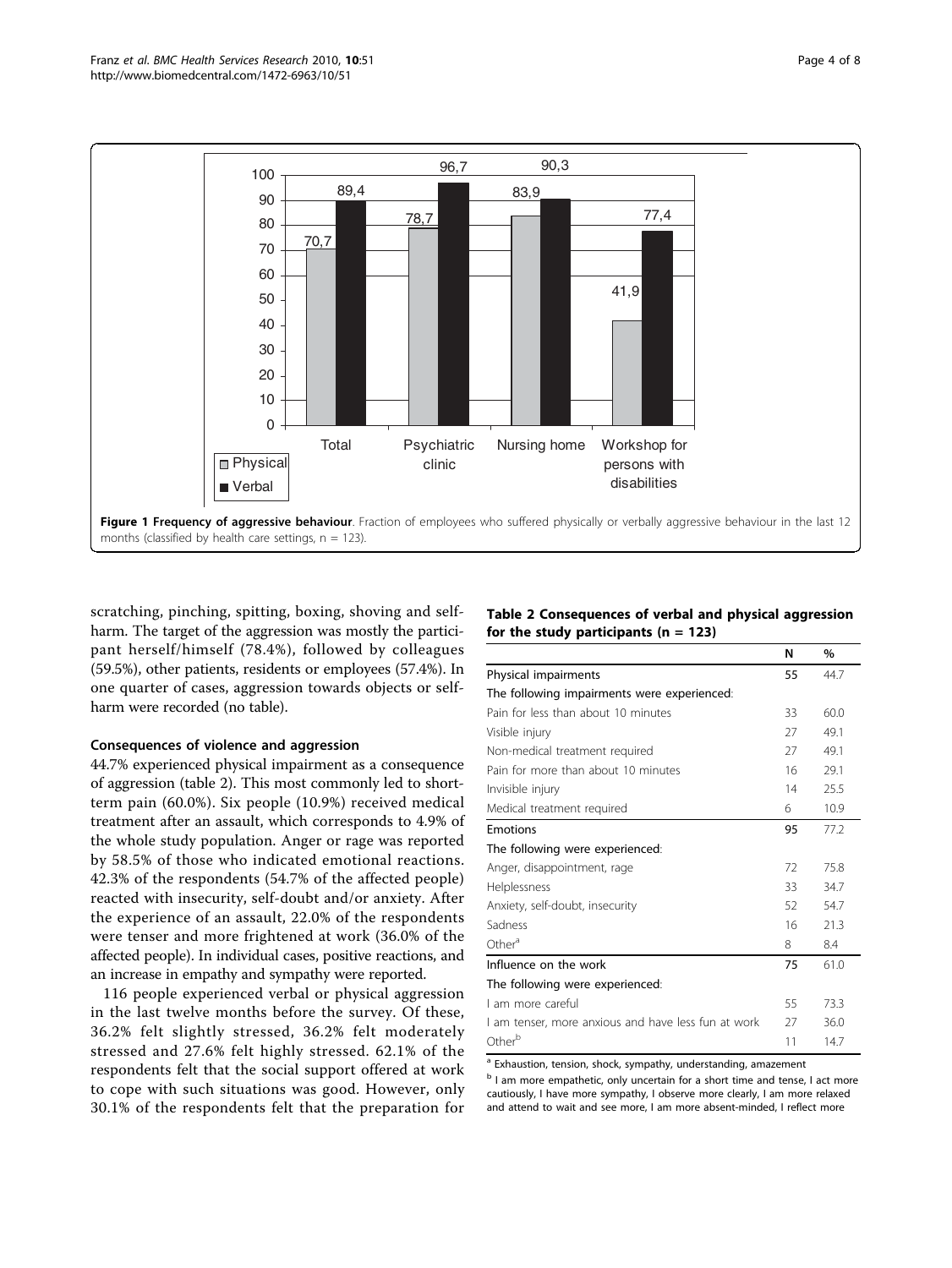**Figure 1 Frequency of aggressive behaviour**. Fraction of employees who suffered physically or verbally aggressive behaviour in the last 12 months (classified by health care settings, n = 123).

scratching, pinching, spitting, boxing, shoving and self-harm. The target of the aggression was mostly the participant herself/himself (78.4%), followed by colleagues (59.5%), other patients, residents or employees (57.4%). In one quarter of cases, aggression towards objects or self-harm were recorded (no table).

#### Consequences of violence and aggression

44.7% experienced physical impairment as a consequence of aggression (table 2). This most commonly led to short-term pain (60.0%). Six people (10.9%) received medical treatment after an assault, which corresponds to 4.9% of the whole study population. Anger or rage was reported by 58.5% of those who indicated emotional reactions. 42.3% of the respondents (54.7% of the affected people) reacted with insecurity, self-doubt and/or anxiety. After the experience of an assault, 22.0% of the respondents were tenser and more frightened at work (36.0% of the affected people). In individual cases, positive reactions, and an increase in empathy and sympathy were reported.

116 people experienced verbal or physical aggression in the last twelve months before the survey. Of these, 36.2% felt slightly stressed, 36.2% felt moderately stressed and 27.6% felt highly stressed. 62.1% of the respondents felt that the social support offered at work to cope with such situations was good. However, only 30.1% of the respondents felt that the preparation for

**Table 2 Consequences of verbal and physical aggression for the study participants (n = 123)**

| | N | % |
|---|---|---|
| Physical impairments | 55 | 44.7 |
| The following impairments were experienced: | | |
| Pain for less than about 10 minutes | 33 | 60.0 |
| Visible injury | 27 | 49.1 |
| Non-medical treatment required | 27 | 49.1 |
| Pain for more than about 10 minutes | 16 | 29.1 |
| Invisible injury | 14 | 25.5 |
| Medical treatment required | 6 | 10.9 |
| Emotions | 95 | 77.2 |
| The following were experienced: | | |
| Anger, disappointment, rage | 72 | 75.8 |
| Helplessness | 33 | 34.7 |
| Anxiety, self-doubt, insecurity | 52 | 54.7 |
| Sadness | 16 | 21.3 |
| Other[a] | 8 | 8.4 |
| Influence on the work | 75 | 61.0 |
| The following were experienced: | | |
| I am more careful | 55 | 73.3 |
| I am tenser, more anxious and have less fun at work | 27 | 36.0 |
| Other[b] | 11 | 14.7 |

[a] Exhaustion, tension, shock, sympathy, understanding, amazement

[b] I am more empathetic, only uncertain for a short time and tense, I act more cautiously, I have more sympathy, I observe more clearly, I am more relaxed and attend to wait and see more, I am more absent-minded, I reflect more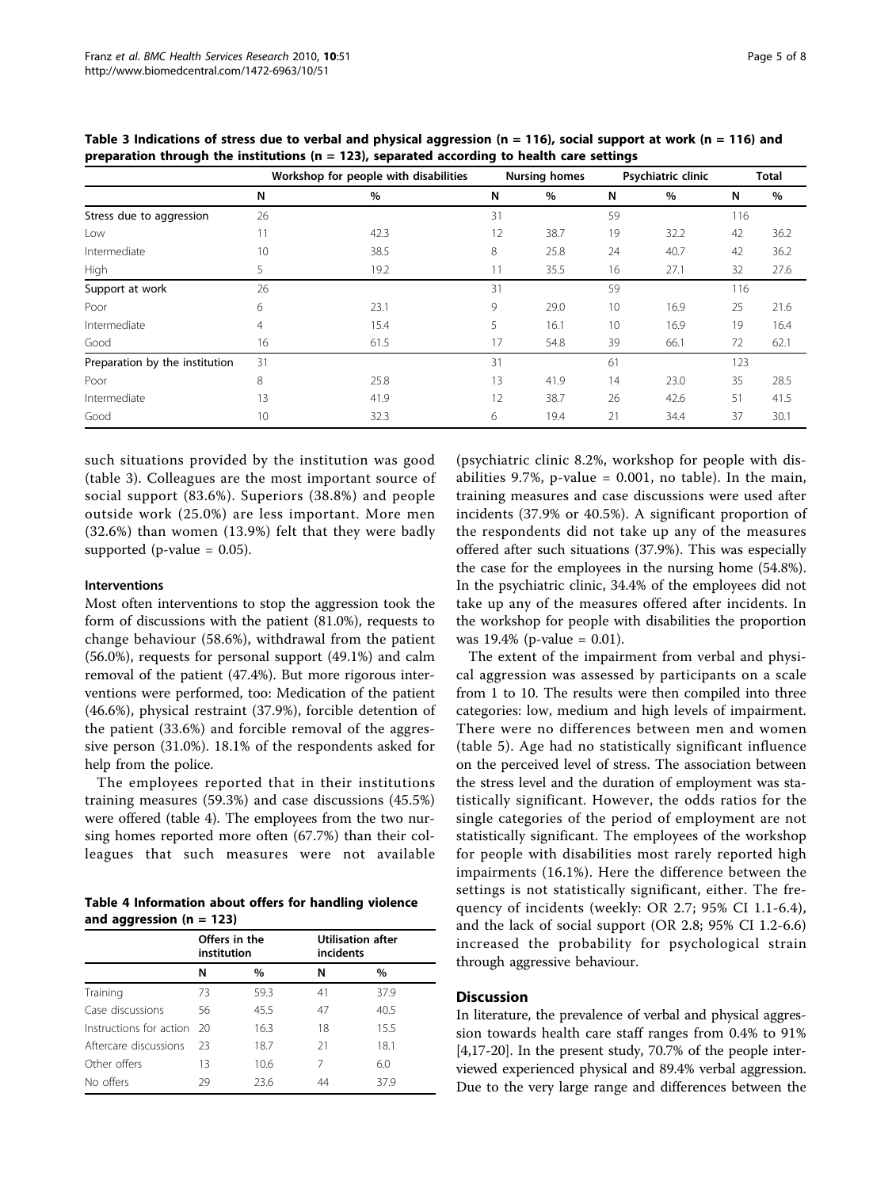**Table 3 Indications of stress due to verbal and physical aggression (n = 116), social support at work (n = 116) and preparation through the institutions (n = 123), separated according to health care settings**

| | Workshop for people with disabilities | | Nursing homes | | Psychiatric clinic | | Total | |
|---|---|---|---|---|---|---|---|---|
| | N | % | N | % | N | % | N | % |
| Stress due to aggression | 26 | | 31 | | 59 | | 116 | |
| Low | 11 | 42.3 | 12 | 38.7 | 19 | 32.2 | 42 | 36.2 |
| Intermediate | 10 | 38.5 | 8 | 25.8 | 24 | 40.7 | 42 | 36.2 |
| High | 5 | 19.2 | 11 | 35.5 | 16 | 27.1 | 32 | 27.6 |
| Support at work | 26 | | 31 | | 59 | | 116 | |
| Poor | 6 | 23.1 | 9 | 29.0 | 10 | 16.9 | 25 | 21.6 |
| Intermediate | 4 | 15.4 | 5 | 16.1 | 10 | 16.9 | 19 | 16.4 |
| Good | 16 | 61.5 | 17 | 54.8 | 39 | 66.1 | 72 | 62.1 |
| Preparation by the institution | 31 | | 31 | | 61 | | 123 | |
| Poor | 8 | 25.8 | 13 | 41.9 | 14 | 23.0 | 35 | 28.5 |
| Intermediate | 13 | 41.9 | 12 | 38.7 | 26 | 42.6 | 51 | 41.5 |
| Good | 10 | 32.3 | 6 | 19.4 | 21 | 34.4 | 37 | 30.1 |

such situations provided by the institution was good (table 3). Colleagues are the most important source of social support (83.6%). Superiors (38.8%) and people outside work (25.0%) are less important. More men (32.6%) than women (13.9%) felt that they were badly supported (p-value = 0.05).

### Interventions

Most often interventions to stop the aggression took the form of discussions with the patient (81.0%), requests to change behaviour (58.6%), withdrawal from the patient (56.0%), requests for personal support (49.1%) and calm removal of the patient (47.4%). But more rigorous interventions were performed, too: Medication of the patient (46.6%), physical restraint (37.9%), forcible detention of the patient (33.6%) and forcible removal of the aggressive person (31.0%). 18.1% of the respondents asked for help from the police.

The employees reported that in their institutions training measures (59.3%) and case discussions (45.5%) were offered (table 4). The employees from the two nursing homes reported more often (67.7%) than their colleagues that such measures were not available (psychiatric clinic 8.2%, workshop for people with disabilities 9.7%, p-value = 0.001, no table). In the main, training measures and case discussions were used after incidents (37.9% or 40.5%). A significant proportion of the respondents did not take up any of the measures offered after such situations (37.9%). This was especially the case for the employees in the nursing home (54.8%). In the psychiatric clinic, 34.4% of the employees did not take up any of the measures offered after incidents. In the workshop for people with disabilities the proportion was 19.4% (p-value = 0.01).

**Table 4 Information about offers for handling violence and aggression (n = 123)**

| | Offers in the institution | | Utilisation after incidents | |
|---|---|---|---|---|
| | N | % | N | % |
| Training | 73 | 59.3 | 41 | 37.9 |
| Case discussions | 56 | 45.5 | 47 | 40.5 |
| Instructions for action | 20 | 16.3 | 18 | 15.5 |
| Aftercare discussions | 23 | 18.7 | 21 | 18.1 |
| Other offers | 13 | 10.6 | 7 | 6.0 |
| No offers | 29 | 23.6 | 44 | 37.9 |

The extent of the impairment from verbal and physical aggression was assessed by participants on a scale from 1 to 10. The results were then compiled into three categories: low, medium and high levels of impairment. There were no differences between men and women (table 5). Age had no statistically significant influence on the perceived level of stress. The association between the stress level and the duration of employment was statistically significant. However, the odds ratios for the single categories of the period of employment are not statistically significant. The employees of the workshop for people with disabilities most rarely reported high impairments (16.1%). Here the difference between the settings is not statistically significant, either. The frequency of incidents (weekly: OR 2.7; 95% CI 1.1-6.4), and the lack of social support (OR 2.8; 95% CI 1.2-6.6) increased the probability for psychological strain through aggressive behaviour.

## Discussion

In literature, the prevalence of verbal and physical aggression towards health care staff ranges from 0.4% to 91% [4,17-20]. In the present study, 70.7% of the people interviewed experienced physical and 89.4% verbal aggression. Due to the very large range and differences between the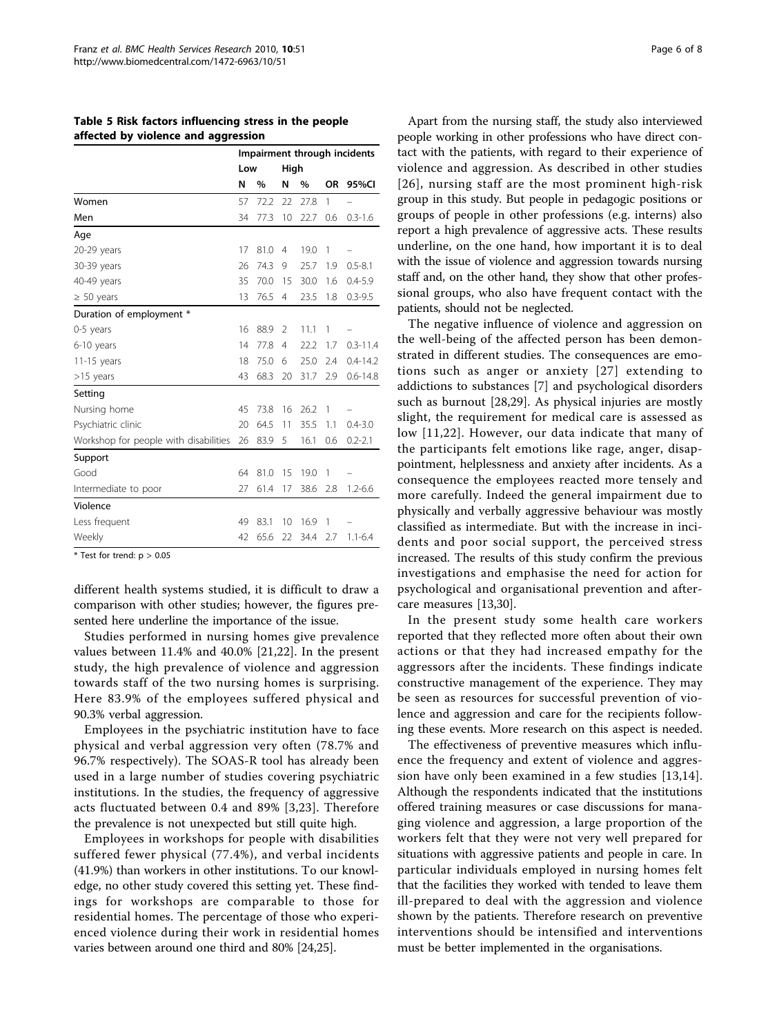**Table 5 Risk factors influencing stress in the people affected by violence and aggression**

| | Impairment through incidents | | | | | |
|---|---|---|---|---|---|---|
| | Low | | High | | | |
| | N | % | N | % | OR | 95%CI |
| Women | 57 | 72.2 | 22 | 27.8 | 1 | – |
| Men | 34 | 77.3 | 10 | 22.7 | 0.6 | 0.3-1.6 |
| Age | | | | | | |
| 20-29 years | 17 | 81.0 | 4 | 19.0 | 1 | – |
| 30-39 years | 26 | 74.3 | 9 | 25.7 | 1.9 | 0.5-8.1 |
| 40-49 years | 35 | 70.0 | 15 | 30.0 | 1.6 | 0.4-5.9 |
| ≥ 50 years | 13 | 76.5 | 4 | 23.5 | 1.8 | 0.3-9.5 |
| Duration of employment * | | | | | | |
| 0-5 years | 16 | 88.9 | 2 | 11.1 | 1 | – |
| 6-10 years | 14 | 77.8 | 4 | 22.2 | 1.7 | 0.3-11.4 |
| 11-15 years | 18 | 75.0 | 6 | 25.0 | 2.4 | 0.4-14.2 |
| >15 years | 43 | 68.3 | 20 | 31.7 | 2.9 | 0.6-14.8 |
| Setting | | | | | | |
| Nursing home | 45 | 73.8 | 16 | 26.2 | 1 | – |
| Psychiatric clinic | 20 | 64.5 | 11 | 35.5 | 1.1 | 0.4-3.0 |
| Workshop for people with disabilities | 26 | 83.9 | 5 | 16.1 | 0.6 | 0.2-2.1 |
| Support | | | | | | |
| Good | 64 | 81.0 | 15 | 19.0 | 1 | – |
| Intermediate to poor | 27 | 61.4 | 17 | 38.6 | 2.8 | 1.2-6.6 |
| Violence | | | | | | |
| Less frequent | 49 | 83.1 | 10 | 16.9 | 1 | – |
| Weekly | 42 | 65.6 | 22 | 34.4 | 2.7 | 1.1-6.4 |

\* Test for trend: $p > 0.05$

different health systems studied, it is difficult to draw a comparison with other studies; however, the figures presented here underline the importance of the issue.

Studies performed in nursing homes give prevalence values between 11.4% and 40.0% [21,22]. In the present study, the high prevalence of violence and aggression towards staff of the two nursing homes is surprising. Here 83.9% of the employees suffered physical and 90.3% verbal aggression.

Employees in the psychiatric institution have to face physical and verbal aggression very often (78.7% and 96.7% respectively). The SOAS-R tool has already been used in a large number of studies covering psychiatric institutions. In the studies, the frequency of aggressive acts fluctuated between 0.4 and 89% [3,23]. Therefore the prevalence is not unexpected but still quite high.

Employees in workshops for people with disabilities suffered fewer physical (77.4%), and verbal incidents (41.9%) than workers in other institutions. To our knowledge, no other study covered this setting yet. These findings for workshops are comparable to those for residential homes. The percentage of those who experienced violence during their work in residential homes varies between around one third and 80% [24,25].

Apart from the nursing staff, the study also interviewed people working in other professions who have direct contact with the patients, with regard to their experience of violence and aggression. As described in other studies [26], nursing staff are the most prominent high-risk group in this study. But people in pedagogic positions or groups of people in other professions (e.g. interns) also report a high prevalence of aggressive acts. These results underline, on the one hand, how important it is to deal with the issue of violence and aggression towards nursing staff and, on the other hand, they show that other professional groups, who also have frequent contact with the patients, should not be neglected.

The negative influence of violence and aggression on the well-being of the affected person has been demonstrated in different studies. The consequences are emotions such as anger or anxiety [27] extending to addictions to substances [7] and psychological disorders such as burnout [28,29]. As physical injuries are mostly slight, the requirement for medical care is assessed as low [11,22]. However, our data indicate that many of the participants felt emotions like rage, anger, disappointment, helplessness and anxiety after incidents. As a consequence the employees reacted more tensely and more carefully. Indeed the general impairment due to physically and verbally aggressive behaviour was mostly classified as intermediate. But with the increase in incidents and poor social support, the perceived stress increased. The results of this study confirm the previous investigations and emphasise the need for action for psychological and organisational prevention and aftercare measures [13,30].

In the present study some health care workers reported that they reflected more often about their own actions or that they had increased empathy for the aggressors after the incidents. These findings indicate constructive management of the experience. They may be seen as resources for successful prevention of violence and aggression and care for the recipients following these events. More research on this aspect is needed.

The effectiveness of preventive measures which influence the frequency and extent of violence and aggression have only been examined in a few studies [13,14]. Although the respondents indicated that the institutions offered training measures or case discussions for managing violence and aggression, a large proportion of the workers felt that they were not very well prepared for situations with aggressive patients and people in care. In particular individuals employed in nursing homes felt that the facilities they worked with tended to leave them ill-prepared to deal with the aggression and violence shown by the patients. Therefore research on preventive interventions should be intensified and interventions must be better implemented in the organisations.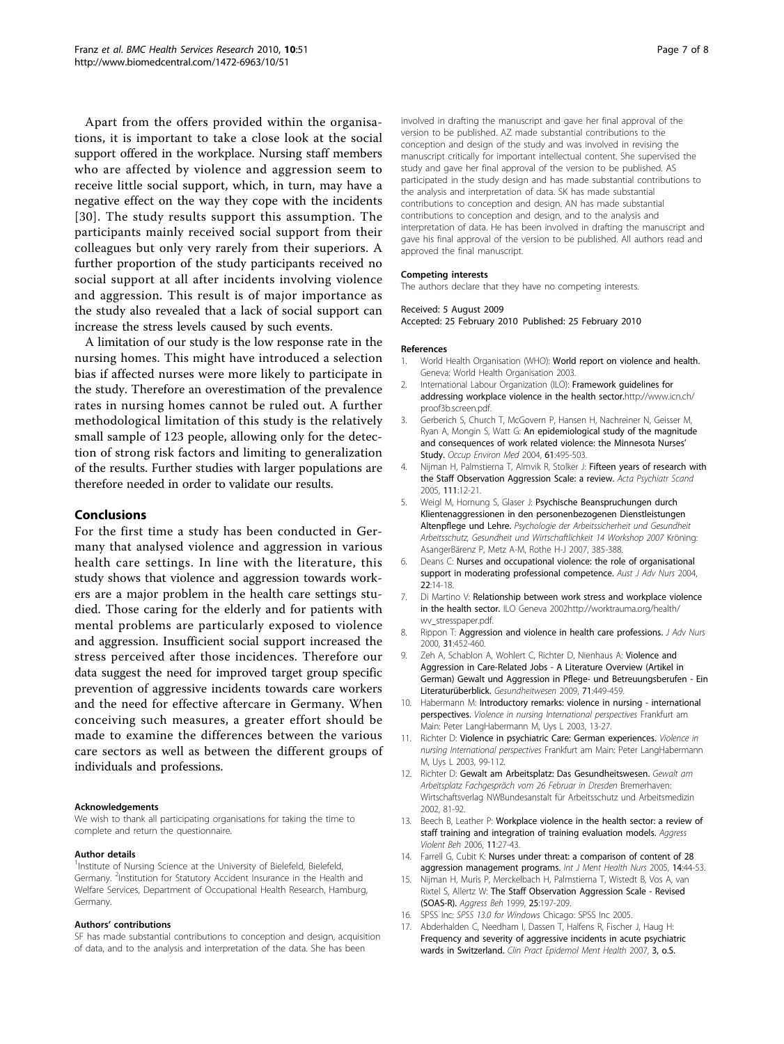Apart from the offers provided within the organisations, it is important to take a close look at the social support offered in the workplace. Nursing staff members who are affected by violence and aggression seem to receive little social support, which, in turn, may have a negative effect on the way they cope with the incidents [30]. The study results support this assumption. The participants mainly received social support from their colleagues but only very rarely from their superiors. A further proportion of the study participants received no social support at all after incidents involving violence and aggression. This result is of major importance as the study also revealed that a lack of social support can increase the stress levels caused by such events.

A limitation of our study is the low response rate in the nursing homes. This might have introduced a selection bias if affected nurses were more likely to participate in the study. Therefore an overestimation of the prevalence rates in nursing homes cannot be ruled out. A further methodological limitation of this study is the relatively small sample of 123 people, allowing only for the detection of strong risk factors and limiting to generalization of the results. Further studies with larger populations are therefore needed in order to validate our results.

## Conclusions

For the first time a study has been conducted in Germany that analysed violence and aggression in various health care settings. In line with the literature, this study shows that violence and aggression towards workers are a major problem in the health care settings studied. Those caring for the elderly and for patients with mental problems are particularly exposed to violence and aggression. Insufficient social support increased the stress perceived after those incidences. Therefore our data suggest the need for improved target group specific prevention of aggressive incidents towards care workers and the need for effective aftercare in Germany. When conceiving such measures, a greater effort should be made to examine the differences between the various care sectors as well as between the different groups of individuals and professions.

#### Acknowledgements

We wish to thank all participating organisations for taking the time to complete and return the questionnaire.

#### Author details

[1]Institute of Nursing Science at the University of Bielefeld, Bielefeld, Germany. [2]Institution for Statutory Accident Insurance in the Health and Welfare Services, Department of Occupational Health Research, Hamburg, Germany.

#### Authors' contributions

SF has made substantial contributions to conception and design, acquisition of data, and to the analysis and interpretation of the data. She has been involved in drafting the manuscript and gave her final approval of the version to be published. AZ made substantial contributions to the conception and design of the study and was involved in revising the manuscript critically for important intellectual content. She supervised the study and gave her final approval of the version to be published. AS participated in the study design and has made substantial contributions to the analysis and interpretation of data. SK has made substantial contributions to conception and design. AN has made substantial contributions to conception and design, and to the analysis and interpretation of data. He has been involved in drafting the manuscript and gave his final approval of the version to be published. All authors read and approved the final manuscript.

#### Competing interests

The authors declare that they have no competing interests.

Received: 5 August 2009
Accepted: 25 February 2010 Published: 25 February 2010

#### References

1. World Health Organisation (WHO): **World report on violence and health.** Geneva: World Health Organisation 2003.
2. International Labour Organization (ILO): **Framework guidelines for addressing workplace violence in the health sector.**http://www.icn.ch/proof3b.screen.pdf.
3. Gerberich S, Church T, McGovern P, Hansen H, Nachreiner N, Geisser M, Ryan A, Mongin S, Watt G: **An epidemiological study of the magnitude and consequences of work related violence: the Minnesota Nurses' Study.** *Occup Environ Med* 2004, **61**:495-503.
4. Nijman H, Palmstierna T, Almvik R, Stolker J: **Fifteen years of research with the Staff Observation Aggression Scale: a review.** *Acta Psychiatr Scand* 2005, **111**:12-21.
5. Weigl M, Hornung S, Glaser J: **Psychische Beanspruchungen durch Klientenaggressionen in den personenbezogenen Dienstleistungen Altenpflege und Lehre.** *Psychologie der Arbeitssicherheit und Gesundheit Arbeitsschutz, Gesundheit und Wirtschaftlichkeit 14 Workshop 2007* Kröning: AsangerBärenz P, Metz A-M, Rothe H-J 2007, 385-388.
6. Deans C: **Nurses and occupational violence: the role of organisational support in moderating professional competence.** *Aust J Adv Nurs* 2004, **22**:14-18.
7. Di Martino V: **Relationship between work stress and workplace violence in the health sector.** ILO Geneva 2002http://worktrauma.org/health/wv_stresspaper.pdf.
8. Rippon T: **Aggression and violence in health care professions.** *J Adv Nurs* 2000, **31**:452-460.
9. Zeh A, Schablon A, Wohlert C, Richter D, Nienhaus A: **Violence and Aggression in Care-Related Jobs - A Literature Overview (Artikel in German) Gewalt und Aggression in Pflege- und Betreuungsberufen - Ein Literaturüberblick.** *Gesundheitswesen* 2009, **71**:449-459.
10. Habermann M: **Introductory remarks: violence in nursing - international perspectives.** *Violence in nursing International perspectives* Frankfurt am Main: Peter LangHabermann M, Uys L 2003, 13-27.
11. Richter D: **Violence in psychiatric Care: German experiences.** *Violence in nursing International perspectives* Frankfurt am Main: Peter LangHabermann M, Uys L 2003, 99-112.
12. Richter D: **Gewalt am Arbeitsplatz: Das Gesundheitswesen.** *Gewalt am Arbeitsplatz Fachgespräch vom 26 Februar in Dresden* Bremerhaven: Wirtschaftsverlag NWBundesanstalt für Arbeitsschutz und Arbeitsmedizin 2002, 81-92.
13. Beech B, Leather P: **Workplace violence in the health sector: a review of staff training and integration of training evaluation models.** *Aggress Violent Beh* 2006, **11**:27-43.
14. Farrell G, Cubit K: **Nurses under threat: a comparison of content of 28 aggression management programs.** *Int J Ment Health Nurs* 2005, **14**:44-53.
15. Nijman H, Muris P, Merckelbach H, Palmstierna T, Wistedt B, Vos A, van Rixtel S, Allertz W: **The Staff Observation Aggression Scale - Revised (SOAS-R).** *Aggress Beh* 1999, **25**:197-209.
16. SPSS Inc: *SPSS 13.0 for Windows* Chicago: SPSS Inc 2005.
17. Abderhalden C, Needham I, Dassen T, Halfens R, Fischer J, Haug H: **Frequency and severity of aggressive incidents in acute psychiatric wards in Switzerland.** *Clin Pract Epidemol Ment Health* 2007, **3**, o.S.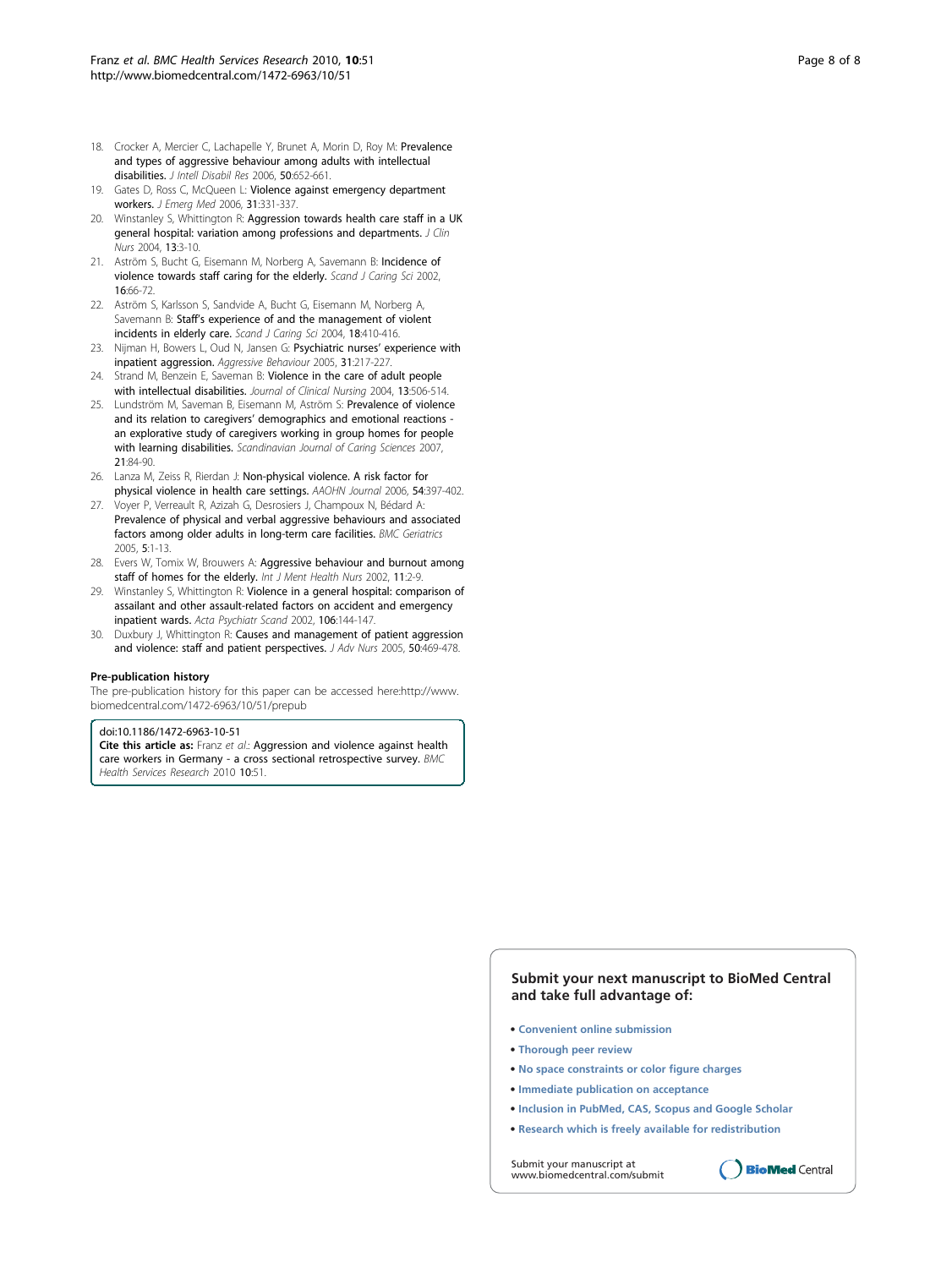18. Crocker A, Mercier C, Lachapelle Y, Brunet A, Morin D, Roy M: **Prevalence and types of aggressive behaviour among adults with intellectual disabilities.** *J Intell Disabil Res* 2006, **50**:652-661.
19. Gates D, Ross C, McQueen L: **Violence against emergency department workers.** *J Emerg Med* 2006, **31**:331-337.
20. Winstanley S, Whittington R: **Aggression towards health care staff in a UK general hospital: variation among professions and departments.** *J Clin Nurs* 2004, **13**:3-10.
21. Aström S, Bucht G, Eisemann M, Norberg A, Saveman B: **Incidence of violence towards staff caring for the elderly.** *Scand J Caring Sci* 2002, **16**:66-72.
22. Aström S, Karlsson S, Sandvide A, Bucht G, Eisemann M, Norberg A, Saveman B: **Staff's experience of and the management of violent incidents in elderly care.** *Scand J Caring Sci* 2004, **18**:410-416.
23. Nijman H, Bowers L, Oud N, Jansen G: **Psychiatric nurses' experience with inpatient aggression.** *Aggressive Behaviour* 2005, **31**:217-227.
24. Strand M, Benzein E, Saveman B: **Violence in the care of adult people with intellectual disabilities.** *Journal of Clinical Nursing* 2004, **13**:506-514.
25. Lundström M, Saveman B, Eisemann M, Aström S: **Prevalence of violence and its relation to caregivers' demographics and emotional reactions - an explorative study of caregivers working in group homes for people with learning disabilities.** *Scandinavian Journal of Caring Sciences* 2007, **21**:84-90.
26. Lanza M, Zeiss R, Rierdan J: **Non-physical violence. A risk factor for physical violence in health care settings.** *AAOHN Journal* 2006, **54**:397-402.
27. Voyer P, Verreault R, Azizah G, Desrosiers J, Champoux N, Bédard A: **Prevalence of physical and verbal aggressive behaviours and associated factors among older adults in long-term care facilities.** *BMC Geriatrics* 2005, **5**:1-13.
28. Evers W, Tomix W, Brouwers A: **Aggressive behaviour and burnout among staff of homes for the elderly.** *Int J Ment Health Nurs* 2002, **11**:2-9.
29. Winstanley S, Whittington R: **Violence in a general hospital: comparison of assailant and other assault-related factors on accident and emergency inpatient wards.** *Acta Psychiatr Scand* 2002, **106**:144-147.
30. Duxbury J, Whittington R: **Causes and management of patient aggression and violence: staff and patient perspectives.** *J Adv Nurs* 2005, **50**:469-478.

### Pre-publication history

The pre-publication history for this paper can be accessed here:http://www.biomedcentral.com/1472-6963/10/51/prepub

doi:10.1186/1472-6963-10-51

**Cite this article as:** Franz *et al.*: Aggression and violence against health care workers in Germany - a cross sectional retrospective survey. *BMC Health Services Research* 2010 **10**:51.

**Submit your next manuscript to BioMed Central and take full advantage of:**

- Convenient online submission
- Thorough peer review
- No space constraints or color figure charges
- Immediate publication on acceptance
- Inclusion in PubMed, CAS, Scopus and Google Scholar
- Research which is freely available for redistribution

Submit your manuscript at www.biomedcentral.com/submit

BioMed Central